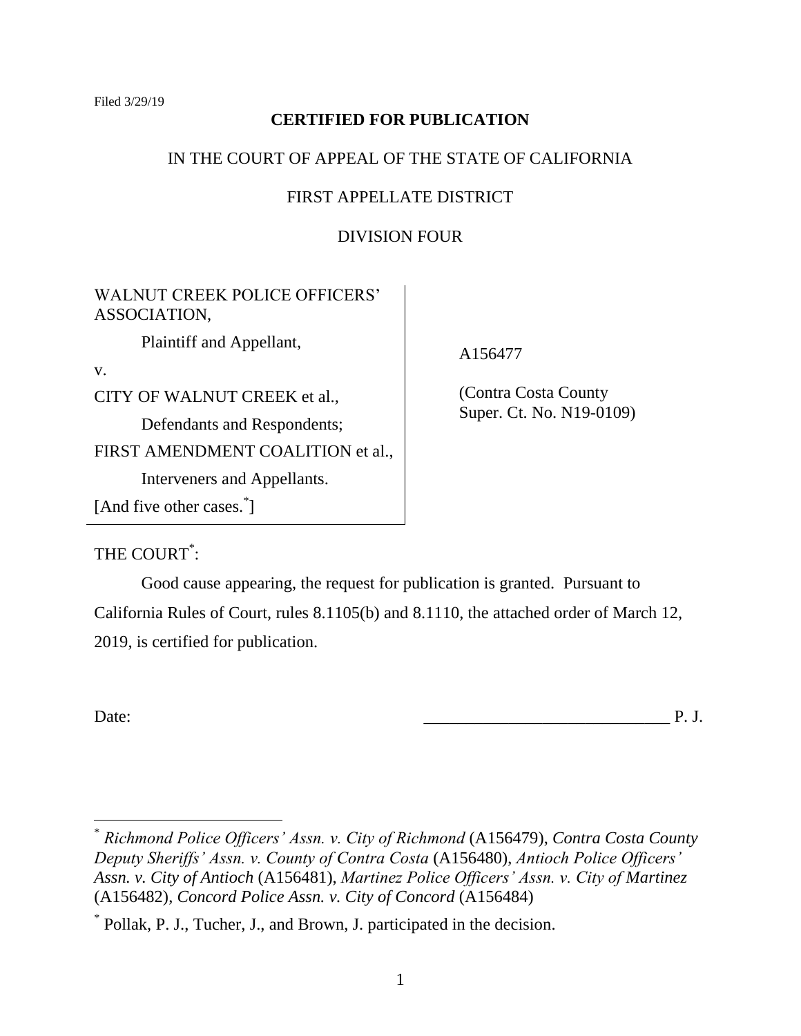Filed 3/29/19

**CERTIFIED FOR PUBLICATION**

IN THE COURT OF APPEAL OF THE STATE OF CALIFORNIA

FIRST APPELLATE DISTRICT

DIVISION FOUR

WALNUT CREEK POLICE OFFICERS' ASSOCIATION,

Plaintiff and Appellant,

v.

CITY OF WALNUT CREEK et al.,

Defendants and Respondents;

FIRST AMENDMENT COALITION et al.,

Interveners and Appellants.

[And five other cases.[*]]

A156477

(Contra Costa County Super. Ct. No. N19-0109)

THE COURT[*]:

Good cause appearing, the request for publication is granted. Pursuant to California Rules of Court, rules 8.1105(b) and 8.1110, the attached order of March 12, 2019, is certified for publication.

Date: \_\_\_\_\_\_\_\_\_\_\_\_\_\_\_\_\_\_\_\_\_\_\_\_\_\_\_\_\_ P. J.

---

[*] *Richmond Police Officers' Assn. v. City of Richmond* (A156479), *Contra Costa County Deputy Sheriffs' Assn. v. County of Contra Costa* (A156480), *Antioch Police Officers' Assn. v. City of Antioch* (A156481), *Martinez Police Officers' Assn. v. City of Martinez* (A156482), *Concord Police Assn. v. City of Concord* (A156484)

[*] Pollak, P. J., Tucher, J., and Brown, J. participated in the decision.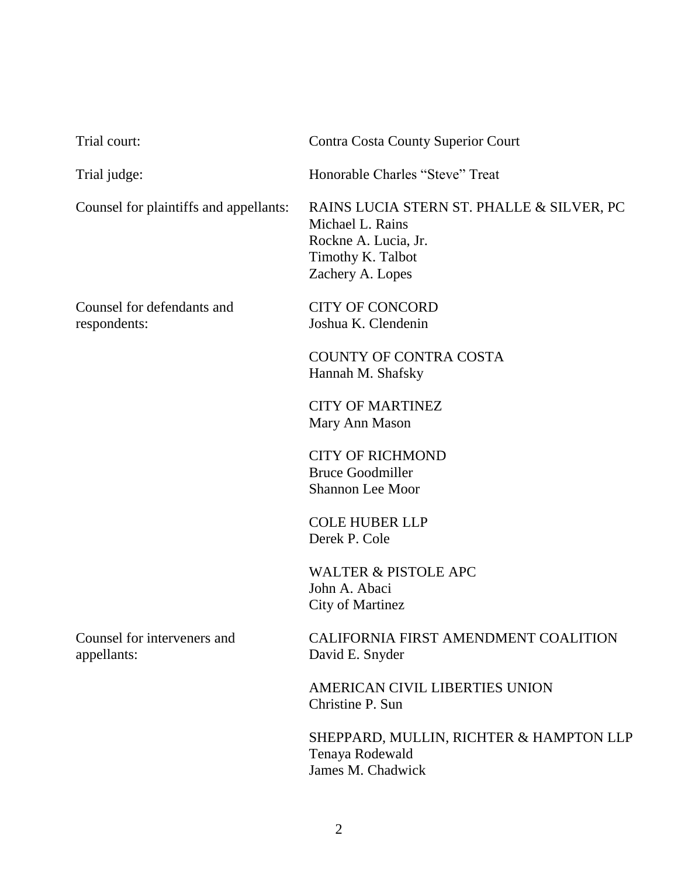| | |
|---|---|
| Trial court: | Contra Costa County Superior Court |
| Trial judge: | Honorable Charles "Steve" Treat |
| Counsel for plaintiffs and appellants: | RAINS LUCIA STERN ST. PHALLE & SILVER, PC<br>Michael L. Rains<br>Rockne A. Lucia, Jr.<br>Timothy K. Talbot<br>Zachery A. Lopes |
| Counsel for defendants and respondents: | CITY OF CONCORD<br>Joshua K. Clendenin<br><br>COUNTY OF CONTRA COSTA<br>Hannah M. Shafsky<br><br>CITY OF MARTINEZ<br>Mary Ann Mason<br><br>CITY OF RICHMOND<br>Bruce Goodmiller<br>Shannon Lee Moor<br><br>COLE HUBER LLP<br>Derek P. Cole<br><br>WALTER & PISTOLE APC<br>John A. Abaci<br>City of Martinez |
| Counsel for interveners and appellants: | CALIFORNIA FIRST AMENDMENT COALITION<br>David E. Snyder<br><br>AMERICAN CIVIL LIBERTIES UNION<br>Christine P. Sun<br><br>SHEPPARD, MULLIN, RICHTER & HAMPTON LLP<br>Tenaya Rodewald<br>James M. Chadwick |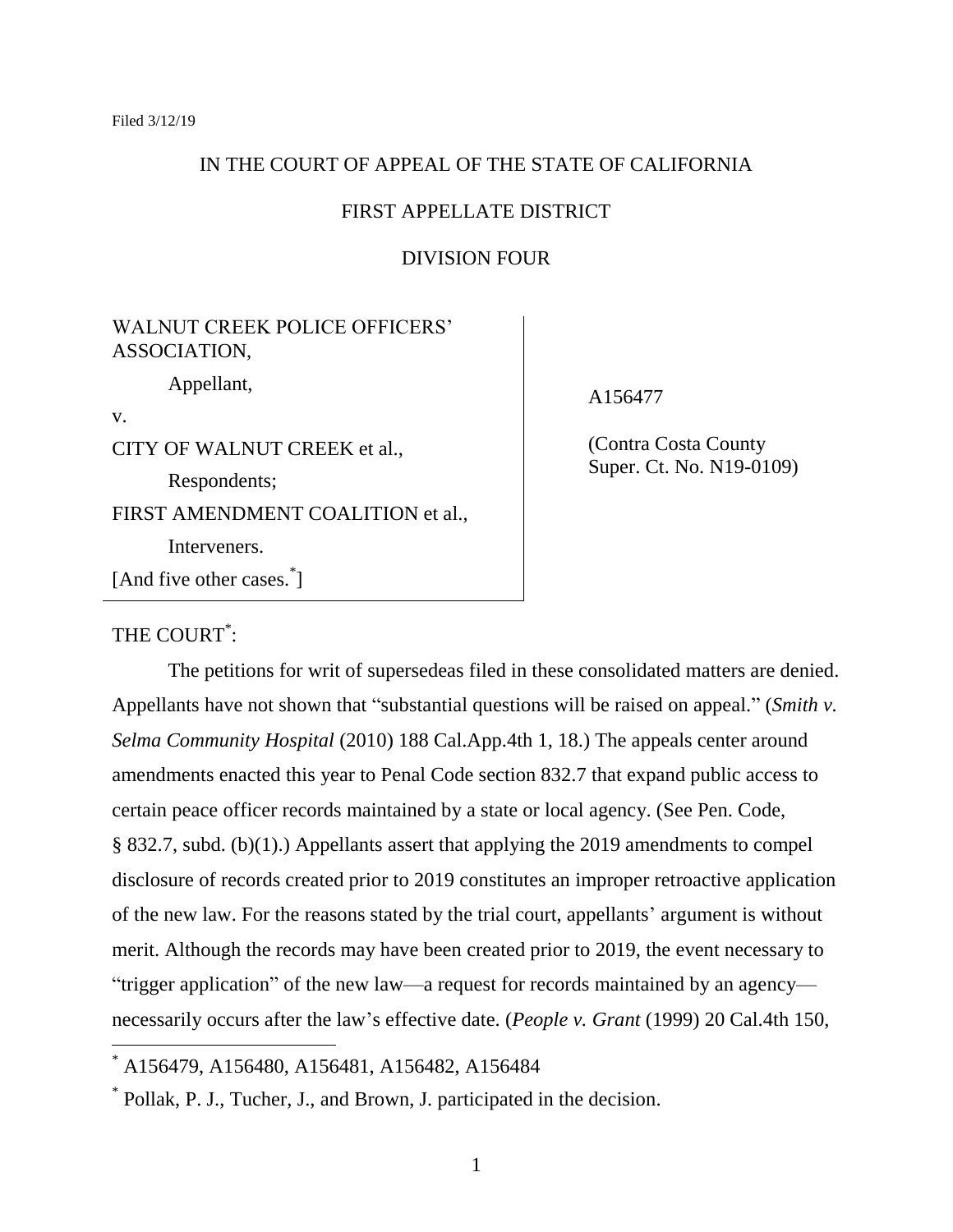Filed 3/12/19

IN THE COURT OF APPEAL OF THE STATE OF CALIFORNIA

FIRST APPELLATE DISTRICT

DIVISION FOUR

| | |
|---|---|
| WALNUT CREEK POLICE OFFICERS' ASSOCIATION,<br>Appellant,<br>v.<br>CITY OF WALNUT CREEK et al.,<br>Respondents;<br>FIRST AMENDMENT COALITION et al.,<br>Interveners.<br>[And five other cases.*] | A156477<br><br>(Contra Costa County Super. Ct. No. N19-0109) |

THE COURT*:

The petitions for writ of supersedeas filed in these consolidated matters are denied. Appellants have not shown that "substantial questions will be raised on appeal." (*Smith v. Selma Community Hospital* (2010) 188 Cal.App.4th 1, 18.) The appeals center around amendments enacted this year to Penal Code section 832.7 that expand public access to certain peace officer records maintained by a state or local agency. (See Pen. Code, § 832.7, subd. (b)(1).) Appellants assert that applying the 2019 amendments to compel disclosure of records created prior to 2019 constitutes an improper retroactive application of the new law. For the reasons stated by the trial court, appellants' argument is without merit. Although the records may have been created prior to 2019, the event necessary to "trigger application" of the new law—a request for records maintained by an agency—necessarily occurs after the law's effective date. (*People v. Grant* (1999) 20 Cal.4th 150,

---

* A156479, A156480, A156481, A156482, A156484

* Pollak, P. J., Tucher, J., and Brown, J. participated in the decision.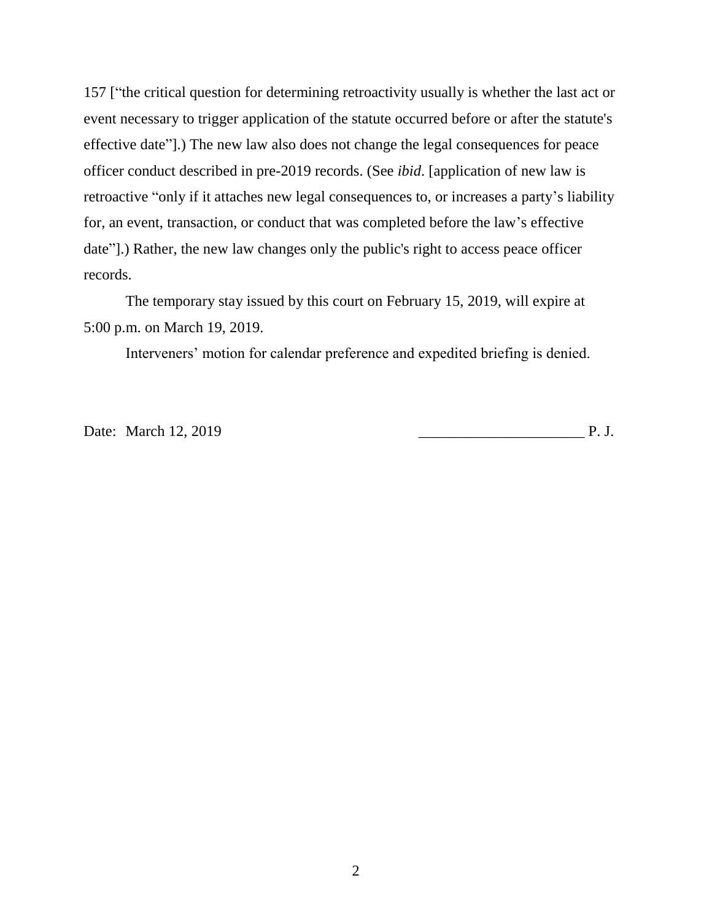157 ["the critical question for determining retroactivity usually is whether the last act or event necessary to trigger application of the statute occurred before or after the statute's effective date"].) The new law also does not change the legal consequences for peace officer conduct described in pre-2019 records. (See *ibid*. [application of new law is retroactive "only if it attaches new legal consequences to, or increases a party's liability for, an event, transaction, or conduct that was completed before the law's effective date"].) Rather, the new law changes only the public's right to access peace officer records.

The temporary stay issued by this court on February 15, 2019, will expire at 5:00 p.m. on March 19, 2019.

Interveners' motion for calendar preference and expedited briefing is denied.

Date: March 12, 2019 ______________________ P. J.